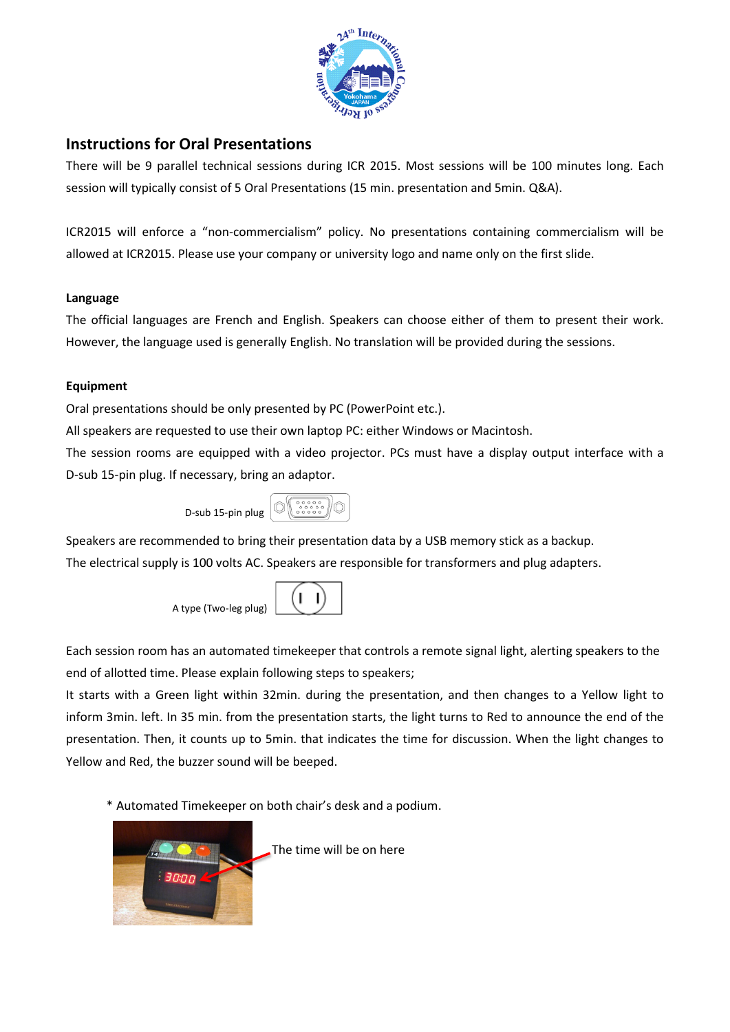## Instructions for Oral Presentations

There will be 9 parallel technical sessions during ICR 2015. Most sessions will be 100 minutes long. Each session will typically consist of 5 Oral Presentations (15 min. presentation and 5min. Q&A).

ICR2015 will enforce a “non-commercialism” policy. No presentations containing commercialism will be allowed at ICR2015. Please use your company or university logo and name only on the first slide.

### Language

The official languages are French and English. Speakers can choose either of them to present their work. However, the language used is generally English. No translation will be provided during the sessions.

### Equipment

Oral presentations should be only presented by PC (PowerPoint etc.).

All speakers are requested to use their own laptop PC: either Windows or Macintosh.

The session rooms are equipped with a video projector. PCs must have a display output interface with a D-sub 15-pin plug. If necessary, bring an adaptor.

D-sub 15-pin plug

Speakers are recommended to bring their presentation data by a USB memory stick as a backup.

The electrical supply is 100 volts AC. Speakers are responsible for transformers and plug adapters.

A type (Two-leg plug)

Each session room has an automated timekeeper that controls a remote signal light, alerting speakers to the end of allotted time. Please explain following steps to speakers;

It starts with a Green light within 32min. during the presentation, and then changes to a Yellow light to inform 3min. left. In 35 min. from the presentation starts, the light turns to Red to announce the end of the presentation. Then, it counts up to 5min. that indicates the time for discussion. When the light changes to Yellow and Red, the buzzer sound will be beeped.

\* Automated Timekeeper on both chair’s desk and a podium.

The time will be on here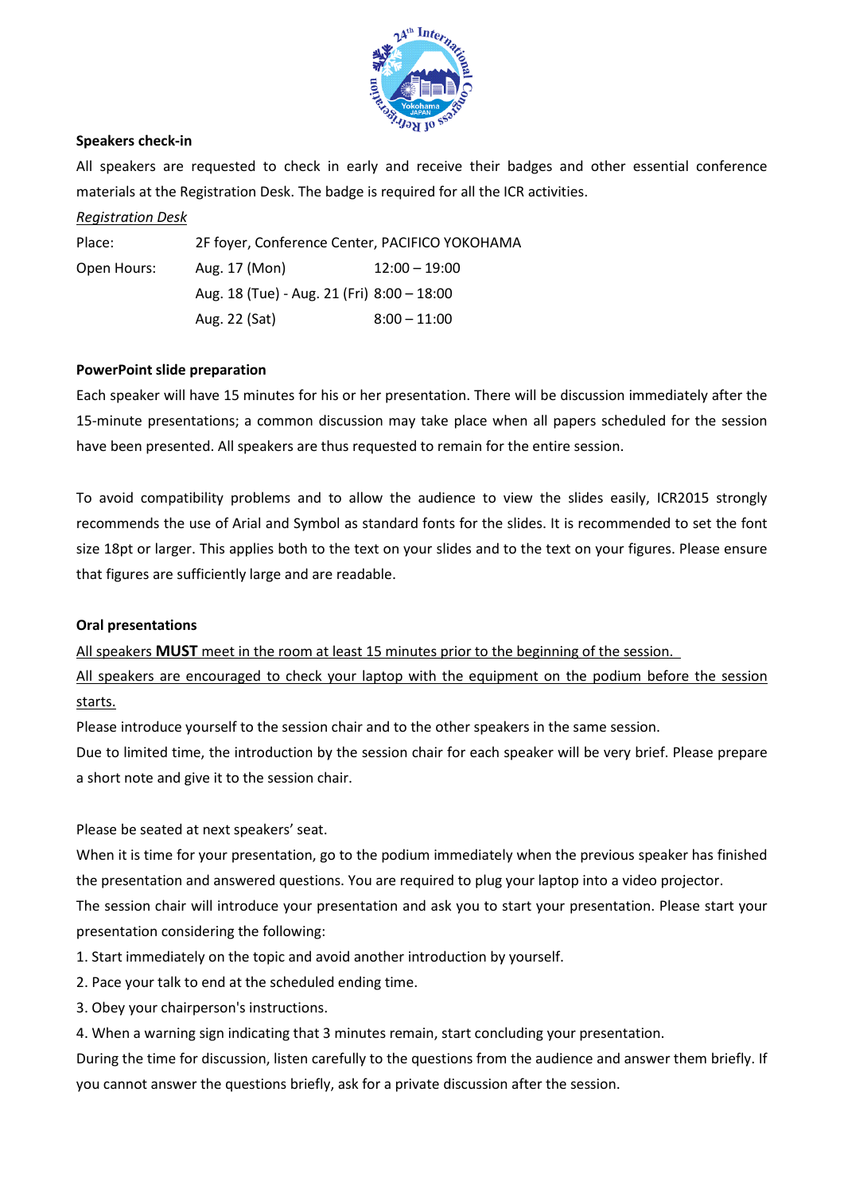**Speakers check-in**

All speakers are requested to check in early and receive their badges and other essential conference materials at the Registration Desk. The badge is required for all the ICR activities.

*Registration Desk*

| | | |
|---|---|---|
| Place: | 2F foyer, Conference Center, PACIFICO YOKOHAMA | |
| Open Hours: | Aug. 17 (Mon) | 12:00 – 19:00 |
| | Aug. 18 (Tue) - Aug. 21 (Fri) | 8:00 – 18:00 |
| | Aug. 22 (Sat) | 8:00 – 11:00 |

**PowerPoint slide preparation**

Each speaker will have 15 minutes for his or her presentation. There will be discussion immediately after the 15-minute presentations; a common discussion may take place when all papers scheduled for the session have been presented. All speakers are thus requested to remain for the entire session.

To avoid compatibility problems and to allow the audience to view the slides easily, ICR2015 strongly recommends the use of Arial and Symbol as standard fonts for the slides. It is recommended to set the font size 18pt or larger. This applies both to the text on your slides and to the text on your figures. Please ensure that figures are sufficiently large and are readable.

**Oral presentations**

<u>All speakers **MUST** meet in the room at least 15 minutes prior to the beginning of the session.</u>

<u>All speakers are encouraged to check your laptop with the equipment on the podium before the session starts.</u>

Please introduce yourself to the session chair and to the other speakers in the same session.

Due to limited time, the introduction by the session chair for each speaker will be very brief. Please prepare a short note and give it to the session chair.

Please be seated at next speakers' seat.

When it is time for your presentation, go to the podium immediately when the previous speaker has finished the presentation and answered questions. You are required to plug your laptop into a video projector.

The session chair will introduce your presentation and ask you to start your presentation. Please start your presentation considering the following:

1. Start immediately on the topic and avoid another introduction by yourself.
2. Pace your talk to end at the scheduled ending time.
3. Obey your chairperson's instructions.
4. When a warning sign indicating that 3 minutes remain, start concluding your presentation.

During the time for discussion, listen carefully to the questions from the audience and answer them briefly. If you cannot answer the questions briefly, ask for a private discussion after the session.